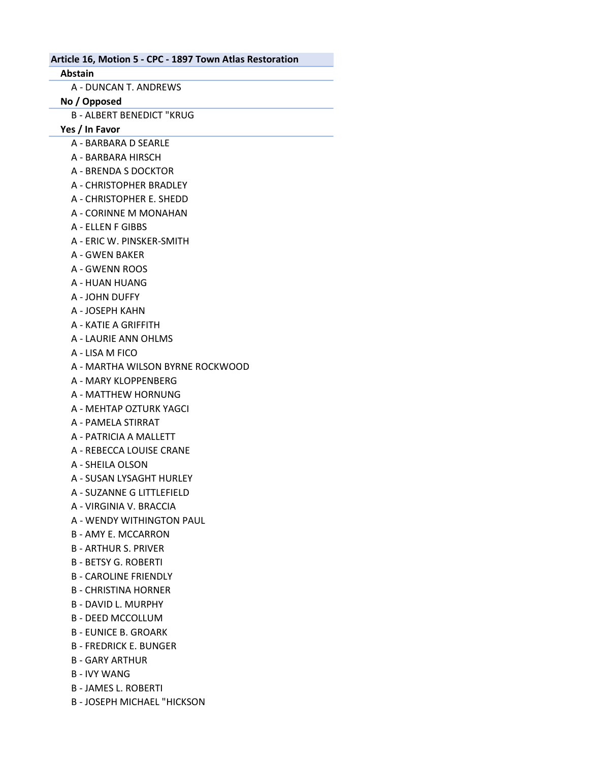## Article 16, Motion 5 - CPC - 1897 Town Atlas Restoration

### Abstain

- A - DUNCAN T. ANDREWS

### No / Opposed

- B - ALBERT BENEDICT "KRUG

### Yes / In Favor

- A - BARBARA D SEARLE
- A - BARBARA HIRSCH
- A - BRENDA S DOCKTOR
- A - CHRISTOPHER BRADLEY
- A - CHRISTOPHER E. SHEDD
- A - CORINNE M MONAHAN
- A - ELLEN F GIBBS
- A - ERIC W. PINSKER-SMITH
- A - GWEN BAKER
- A - GWENN ROOS
- A - HUAN HUANG
- A - JOHN DUFFY
- A - JOSEPH KAHN
- A - KATIE A GRIFFITH
- A - LAURIE ANN OHLMS
- A - LISA M FICO
- A - MARTHA WILSON BYRNE ROCKWOOD
- A - MARY KLOPPENBERG
- A - MATTHEW HORNUNG
- A - MEHTAP OZTURK YAGCI
- A - PAMELA STIRRAT
- A - PATRICIA A MALLETT
- A - REBECCA LOUISE CRANE
- A - SHEILA OLSON
- A - SUSAN LYSAGHT HURLEY
- A - SUZANNE G LITTLEFIELD
- A - VIRGINIA V. BRACCIA
- A - WENDY WITHINGTON PAUL
- B - AMY E. MCCARRON
- B - ARTHUR S. PRIVER
- B - BETSY G. ROBERTI
- B - CAROLINE FRIENDLY
- B - CHRISTINA HORNER
- B - DAVID L. MURPHY
- B - DEED MCCOLLUM
- B - EUNICE B. GROARK
- B - FREDRICK E. BUNGER
- B - GARY ARTHUR
- B - IVY WANG
- B - JAMES L. ROBERTI
- B - JOSEPH MICHAEL "HICKSON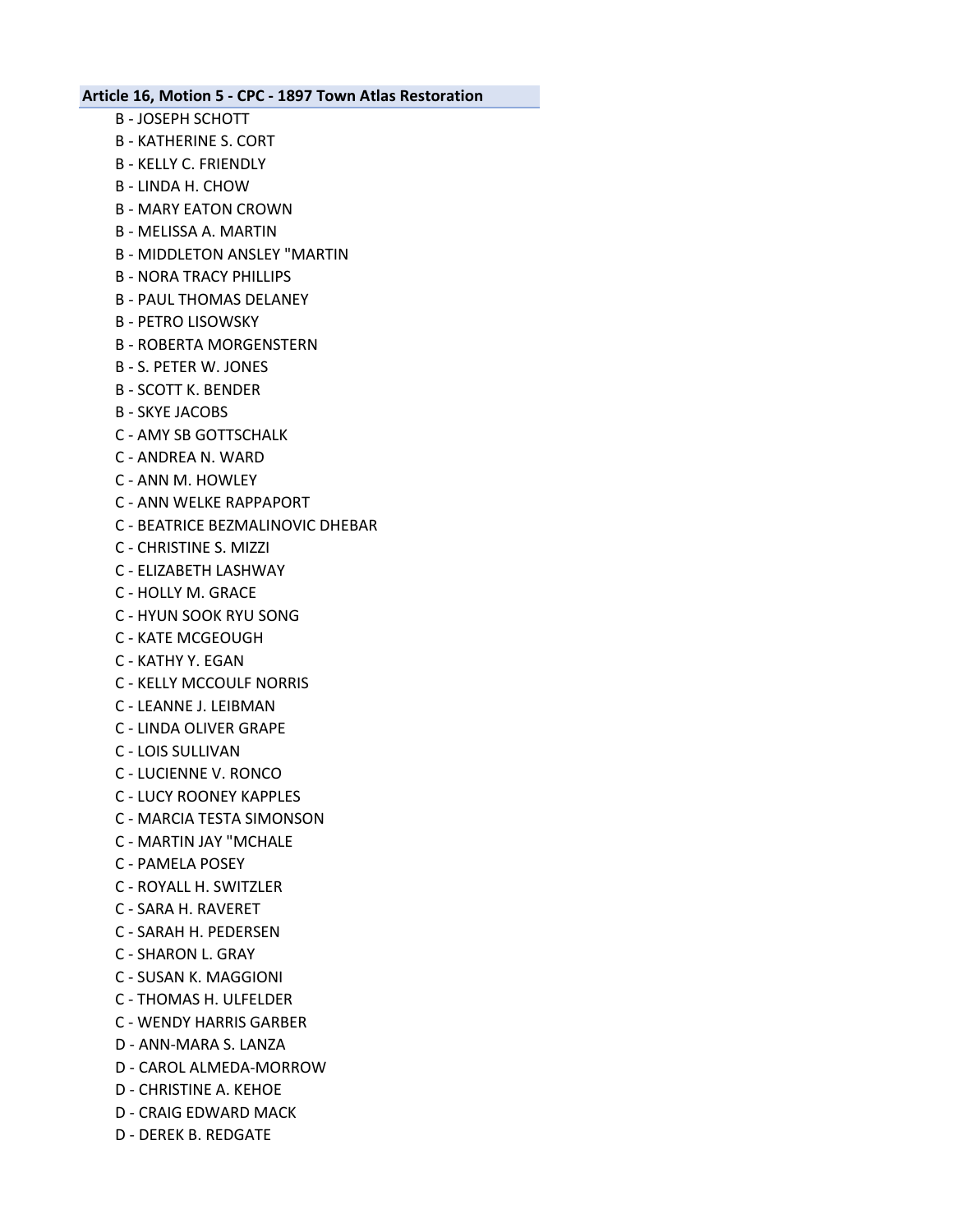**Article 16, Motion 5 - CPC - 1897 Town Atlas Restoration**

B - JOSEPH SCHOTT
B - KATHERINE S. CORT
B - KELLY C. FRIENDLY
B - LINDA H. CHOW
B - MARY EATON CROWN
B - MELISSA A. MARTIN
B - MIDDLETON ANSLEY "MARTIN
B - NORA TRACY PHILLIPS
B - PAUL THOMAS DELANEY
B - PETRO LISOWSKY
B - ROBERTA MORGENSTERN
B - S. PETER W. JONES
B - SCOTT K. BENDER
B - SKYE JACOBS
C - AMY SB GOTTSCHALK
C - ANDREA N. WARD
C - ANN M. HOWLEY
C - ANN WELKE RAPPAPORT
C - BEATRICE BEZMALINOVIC DHEBAR
C - CHRISTINE S. MIZZI
C - ELIZABETH LASHWAY
C - HOLLY M. GRACE
C - HYUN SOOK RYU SONG
C - KATE MCGEOUGH
C - KATHY Y. EGAN
C - KELLY MCCOULF NORRIS
C - LEANNE J. LEIBMAN
C - LINDA OLIVER GRAPE
C - LOIS SULLIVAN
C - LUCIENNE V. RONCO
C - LUCY ROONEY KAPPLES
C - MARCIA TESTA SIMONSON
C - MARTIN JAY "MCHALE
C - PAMELA POSEY
C - ROYALL H. SWITZLER
C - SARA H. RAVERET
C - SARAH H. PEDERSEN
C - SHARON L. GRAY
C - SUSAN K. MAGGIONI
C - THOMAS H. ULFELDER
C - WENDY HARRIS GARBER
D - ANN-MARA S. LANZA
D - CAROL ALMEDA-MORROW
D - CHRISTINE A. KEHOE
D - CRAIG EDWARD MACK
D - DEREK B. REDGATE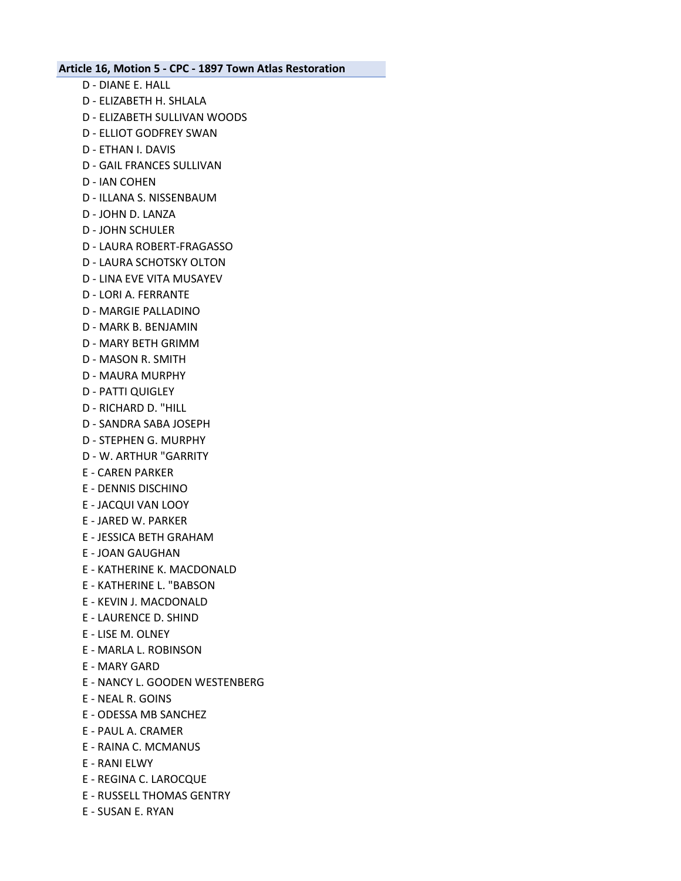**Article 16, Motion 5 - CPC - 1897 Town Atlas Restoration**

D - DIANE E. HALL
D - ELIZABETH H. SHLALA
D - ELIZABETH SULLIVAN WOODS
D - ELLIOT GODFREY SWAN
D - ETHAN I. DAVIS
D - GAIL FRANCES SULLIVAN
D - IAN COHEN
D - ILLANA S. NISSENBAUM
D - JOHN D. LANZA
D - JOHN SCHULER
D - LAURA ROBERT-FRAGASSO
D - LAURA SCHOTSKY OLTON
D - LINA EVE VITA MUSAYEV
D - LORI A. FERRANTE
D - MARGIE PALLADINO
D - MARK B. BENJAMIN
D - MARY BETH GRIMM
D - MASON R. SMITH
D - MAURA MURPHY
D - PATTI QUIGLEY
D - RICHARD D. "HILL
D - SANDRA SABA JOSEPH
D - STEPHEN G. MURPHY
D - W. ARTHUR "GARRITY
E - CAREN PARKER
E - DENNIS DISCHINO
E - JACQUI VAN LOOY
E - JARED W. PARKER
E - JESSICA BETH GRAHAM
E - JOAN GAUGHAN
E - KATHERINE K. MACDONALD
E - KATHERINE L. "BABSON
E - KEVIN J. MACDONALD
E - LAURENCE D. SHIND
E - LISE M. OLNEY
E - MARLA L. ROBINSON
E - MARY GARD
E - NANCY L. GOODEN WESTENBERG
E - NEAL R. GOINS
E - ODESSA MB SANCHEZ
E - PAUL A. CRAMER
E - RAINA C. MCMANUS
E - RANI ELWY
E - REGINA C. LAROCQUE
E - RUSSELL THOMAS GENTRY
E - SUSAN E. RYAN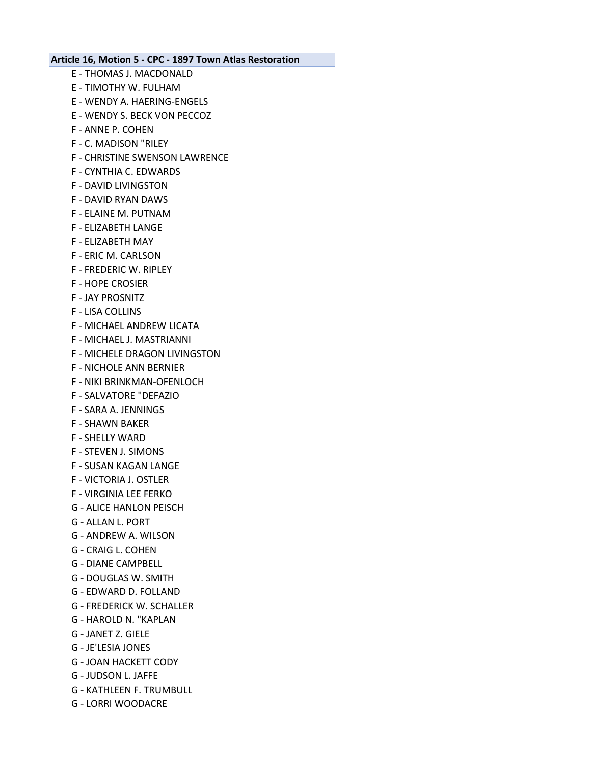**Article 16, Motion 5 - CPC - 1897 Town Atlas Restoration**

E - THOMAS J. MACDONALD
E - TIMOTHY W. FULHAM
E - WENDY A. HAERING-ENGELS
E - WENDY S. BECK VON PECCOZ
F - ANNE P. COHEN
F - C. MADISON "RILEY
F - CHRISTINE SWENSON LAWRENCE
F - CYNTHIA C. EDWARDS
F - DAVID LIVINGSTON
F - DAVID RYAN DAWS
F - ELAINE M. PUTNAM
F - ELIZABETH LANGE
F - ELIZABETH MAY
F - ERIC M. CARLSON
F - FREDERIC W. RIPLEY
F - HOPE CROSIER
F - JAY PROSNITZ
F - LISA COLLINS
F - MICHAEL ANDREW LICATA
F - MICHAEL J. MASTRIANNI
F - MICHELE DRAGON LIVINGSTON
F - NICHOLE ANN BERNIER
F - NIKI BRINKMAN-OFENLOCH
F - SALVATORE "DEFAZIO
F - SARA A. JENNINGS
F - SHAWN BAKER
F - SHELLY WARD
F - STEVEN J. SIMONS
F - SUSAN KAGAN LANGE
F - VICTORIA J. OSTLER
F - VIRGINIA LEE FERKO
G - ALICE HANLON PEISCH
G - ALLAN L. PORT
G - ANDREW A. WILSON
G - CRAIG L. COHEN
G - DIANE CAMPBELL
G - DOUGLAS W. SMITH
G - EDWARD D. FOLLAND
G - FREDERICK W. SCHALLER
G - HAROLD N. "KAPLAN
G - JANET Z. GIELE
G - JE'LESIA JONES
G - JOAN HACKETT CODY
G - JUDSON L. JAFFE
G - KATHLEEN F. TRUMBULL
G - LORRI WOODACRE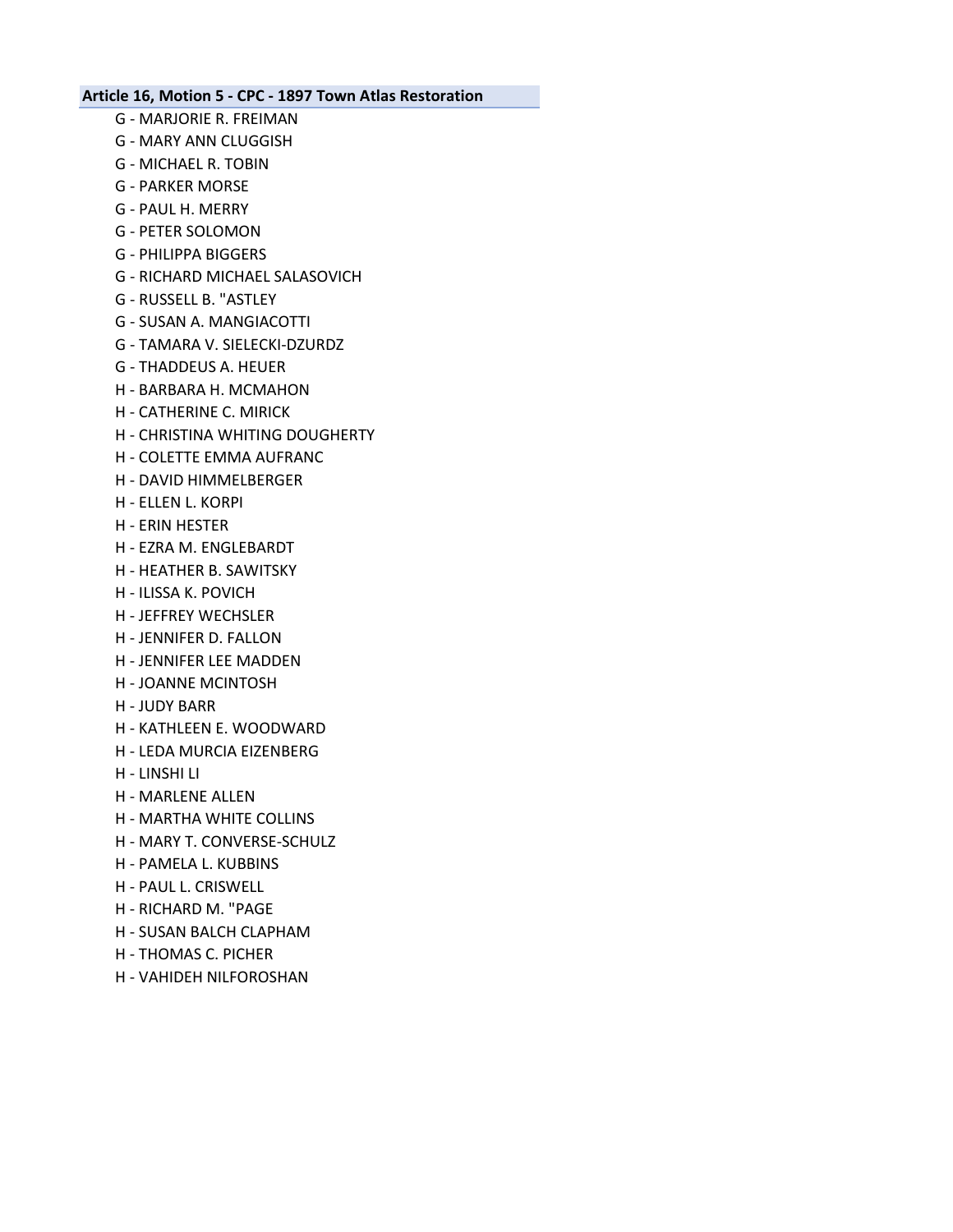**Article 16, Motion 5 - CPC - 1897 Town Atlas Restoration**

G - MARJORIE R. FREIMAN
G - MARY ANN CLUGGISH
G - MICHAEL R. TOBIN
G - PARKER MORSE
G - PAUL H. MERRY
G - PETER SOLOMON
G - PHILIPPA BIGGERS
G - RICHARD MICHAEL SALASOVICH
G - RUSSELL B. "ASTLEY
G - SUSAN A. MANGIACOTTI
G - TAMARA V. SIELECKI-DZURDZ
G - THADDEUS A. HEUER
H - BARBARA H. MCMAHON
H - CATHERINE C. MIRICK
H - CHRISTINA WHITING DOUGHERTY
H - COLETTE EMMA AUFRANC
H - DAVID HIMMELBERGER
H - ELLEN L. KORPI
H - ERIN HESTER
H - EZRA M. ENGLEBARDT
H - HEATHER B. SAWITSKY
H - ILISSA K. POVICH
H - JEFFREY WECHSLER
H - JENNIFER D. FALLON
H - JENNIFER LEE MADDEN
H - JOANNE MCINTOSH
H - JUDY BARR
H - KATHLEEN E. WOODWARD
H - LEDA MURCIA EIZENBERG
H - LINSHI LI
H - MARLENE ALLEN
H - MARTHA WHITE COLLINS
H - MARY T. CONVERSE-SCHULZ
H - PAMELA L. KUBBINS
H - PAUL L. CRISWELL
H - RICHARD M. "PAGE
H - SUSAN BALCH CLAPHAM
H - THOMAS C. PICHER
H - VAHIDEH NILFOROSHAN